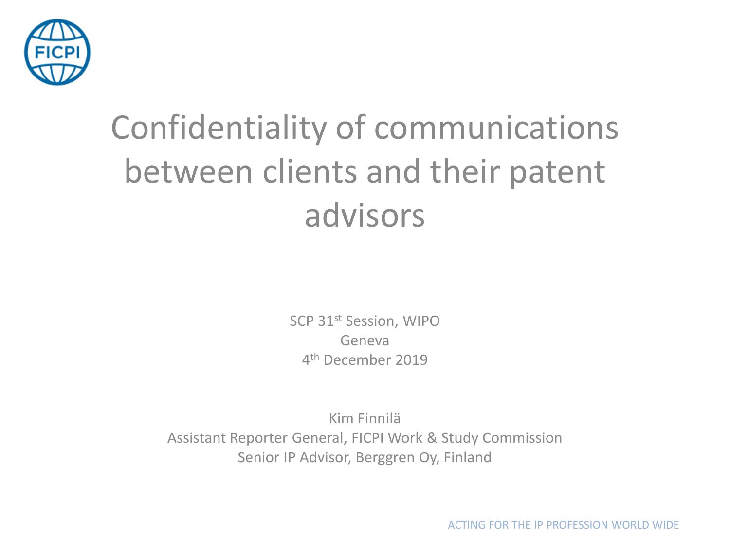# Confidentiality of communications between clients and their patent advisors

SCP 31st Session, WIPO
Geneva
4th December 2019

Kim Finnilä
Assistant Reporter General, FICPI Work & Study Commission
Senior IP Advisor, Berggren Oy, Finland

ACTING FOR THE IP PROFESSION WORLD WIDE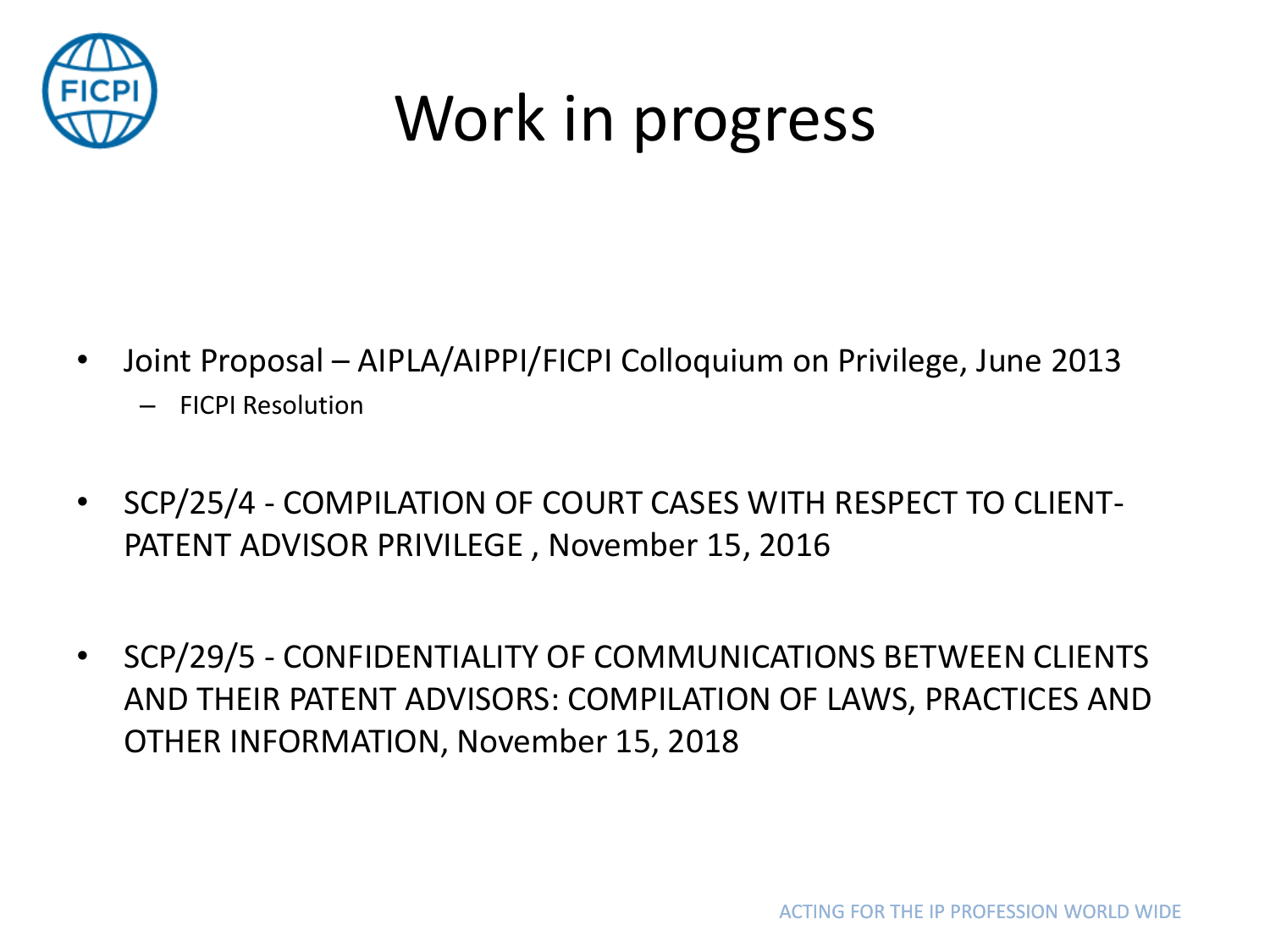# Work in progress

- Joint Proposal – AIPLA/AIPPI/FICPI Colloquium on Privilege, June 2013
  - FICPI Resolution
- SCP/25/4 - COMPILATION OF COURT CASES WITH RESPECT TO CLIENT-PATENT ADVISOR PRIVILEGE , November 15, 2016
- SCP/29/5 - CONFIDENTIALITY OF COMMUNICATIONS BETWEEN CLIENTS AND THEIR PATENT ADVISORS: COMPILATION OF LAWS, PRACTICES AND OTHER INFORMATION, November 15, 2018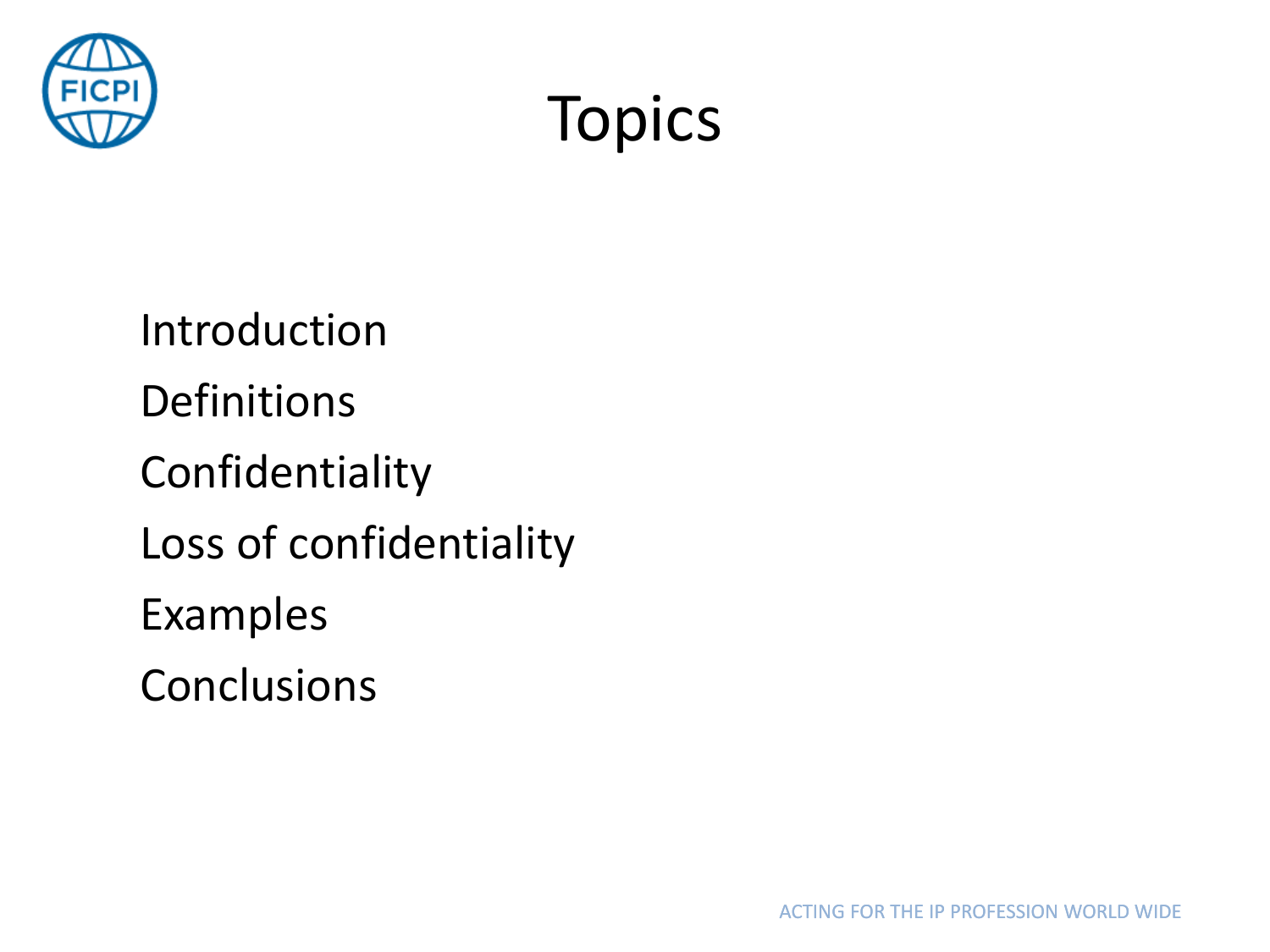# Topics

Introduction

Definitions

Confidentiality

Loss of confidentiality

Examples

Conclusions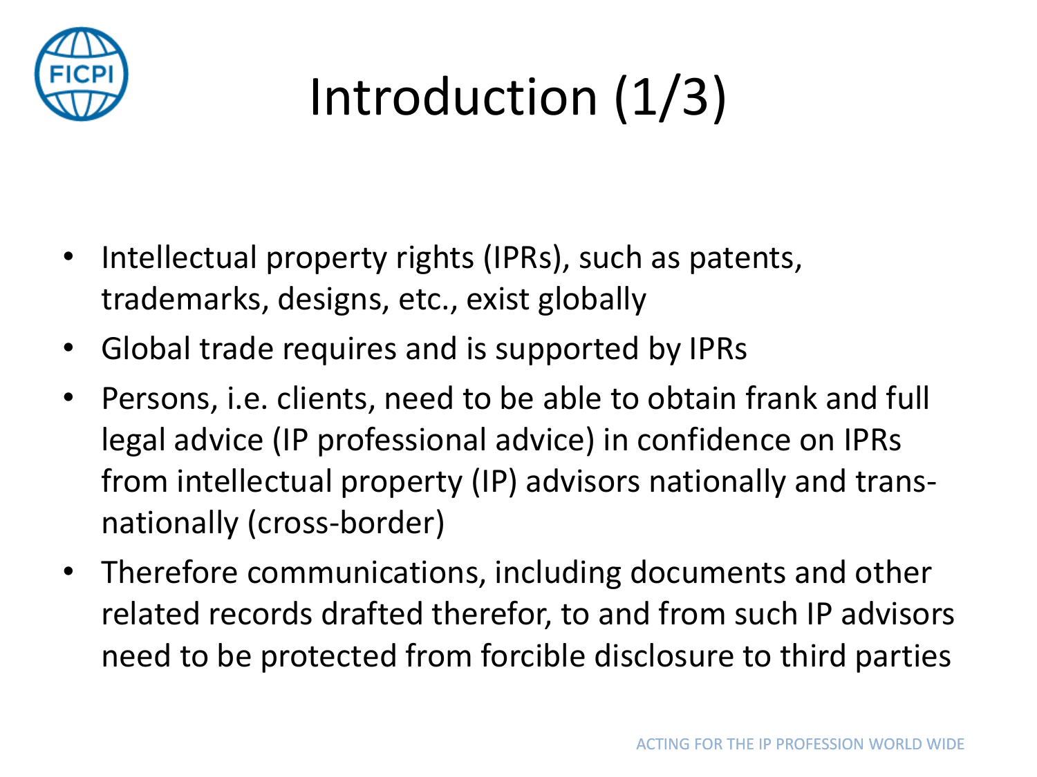# Introduction (1/3)

- Intellectual property rights (IPRs), such as patents, trademarks, designs, etc., exist globally
- Global trade requires and is supported by IPRs
- Persons, i.e. clients, need to be able to obtain frank and full legal advice (IP professional advice) in confidence on IPRs from intellectual property (IP) advisors nationally and trans-nationally (cross-border)
- Therefore communications, including documents and other related records drafted therefor, to and from such IP advisors need to be protected from forcible disclosure to third parties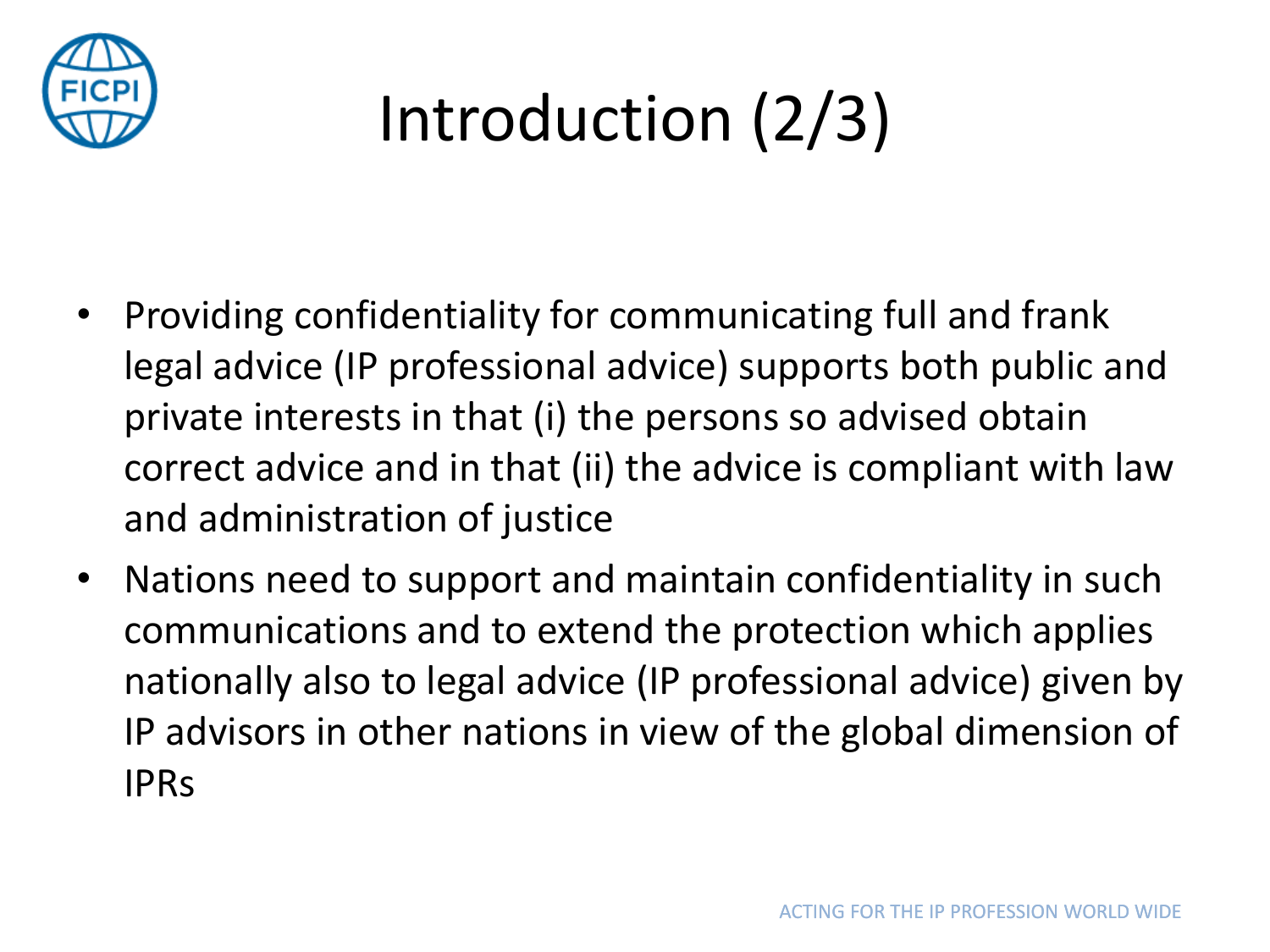# Introduction (2/3)

- Providing confidentiality for communicating full and frank legal advice (IP professional advice) supports both public and private interests in that (i) the persons so advised obtain correct advice and in that (ii) the advice is compliant with law and administration of justice
- Nations need to support and maintain confidentiality in such communications and to extend the protection which applies nationally also to legal advice (IP professional advice) given by IP advisors in other nations in view of the global dimension of IPRs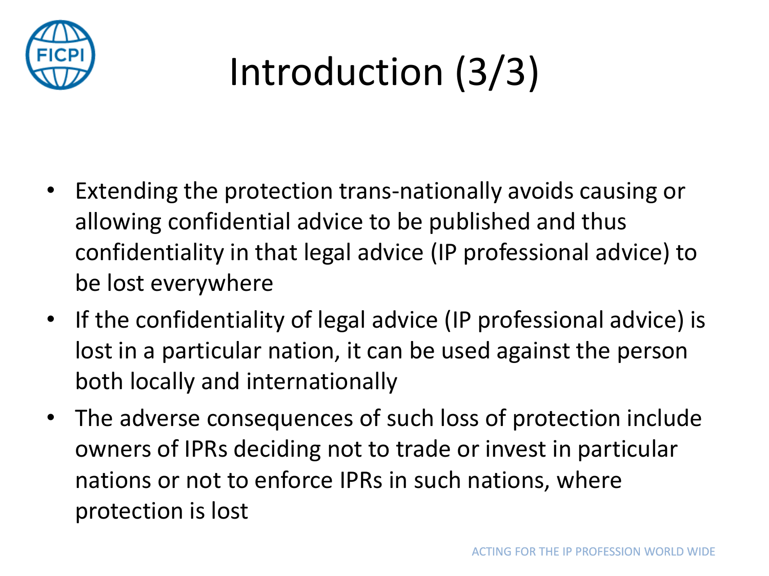# Introduction (3/3)

- Extending the protection trans-nationally avoids causing or allowing confidential advice to be published and thus confidentiality in that legal advice (IP professional advice) to be lost everywhere
- If the confidentiality of legal advice (IP professional advice) is lost in a particular nation, it can be used against the person both locally and internationally
- The adverse consequences of such loss of protection include owners of IPRs deciding not to trade or invest in particular nations or not to enforce IPRs in such nations, where protection is lost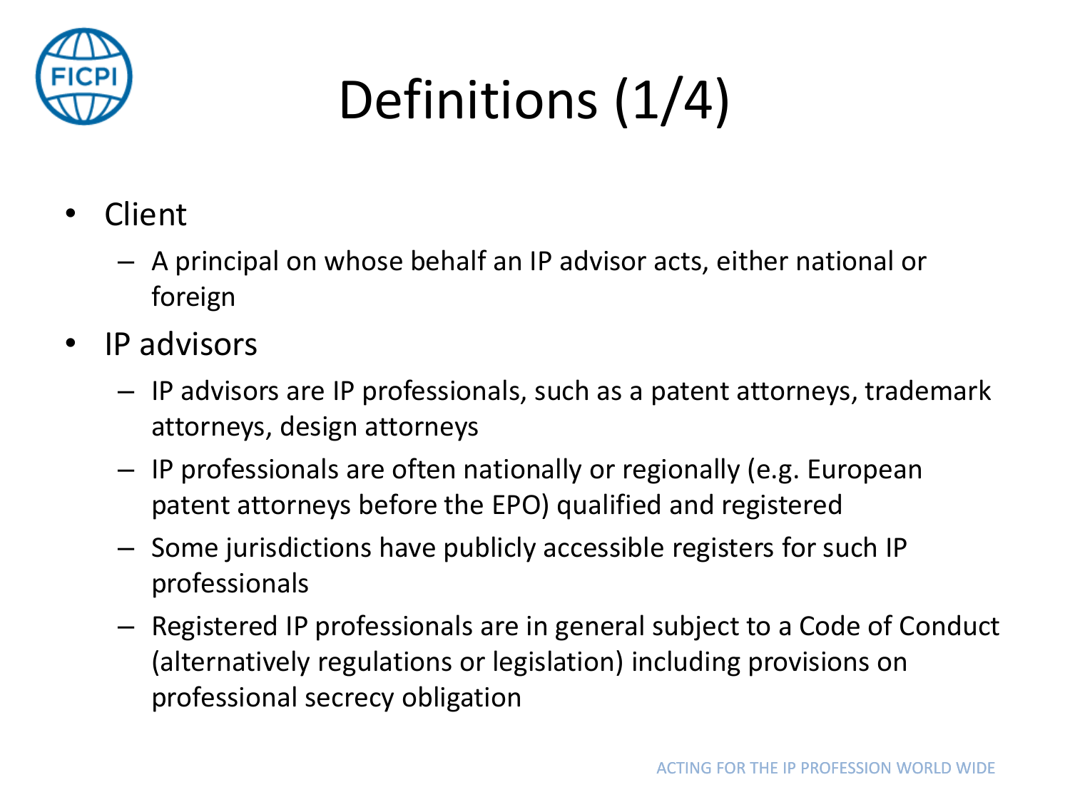# Definitions (1/4)

- Client
  - A principal on whose behalf an IP advisor acts, either national or foreign
- IP advisors
  - IP advisors are IP professionals, such as a patent attorneys, trademark attorneys, design attorneys
  - IP professionals are often nationally or regionally (e.g. European patent attorneys before the EPO) qualified and registered
  - Some jurisdictions have publicly accessible registers for such IP professionals
  - Registered IP professionals are in general subject to a Code of Conduct (alternatively regulations or legislation) including provisions on professional secrecy obligation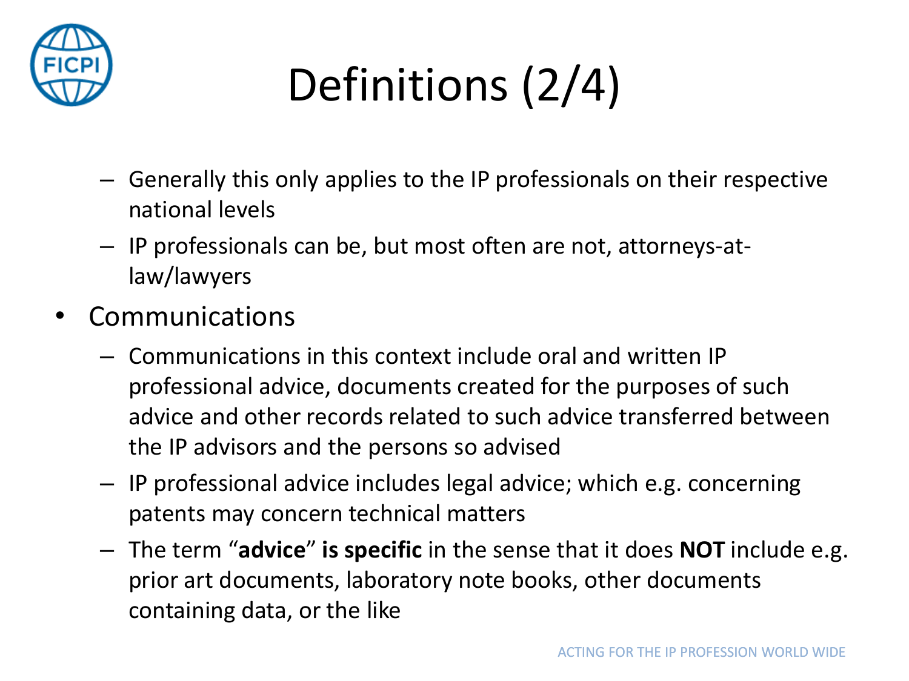# Definitions (2/4)

  - Generally this only applies to the IP professionals on their respective national levels
  - IP professionals can be, but most often are not, attorneys-at-law/lawyers
- Communications
  - Communications in this context include oral and written IP professional advice, documents created for the purposes of such advice and other records related to such advice transferred between the IP advisors and the persons so advised
  - IP professional advice includes legal advice; which e.g. concerning patents may concern technical matters
  - The term "**advice**" **is specific** in the sense that it does **NOT** include e.g. prior art documents, laboratory note books, other documents containing data, or the like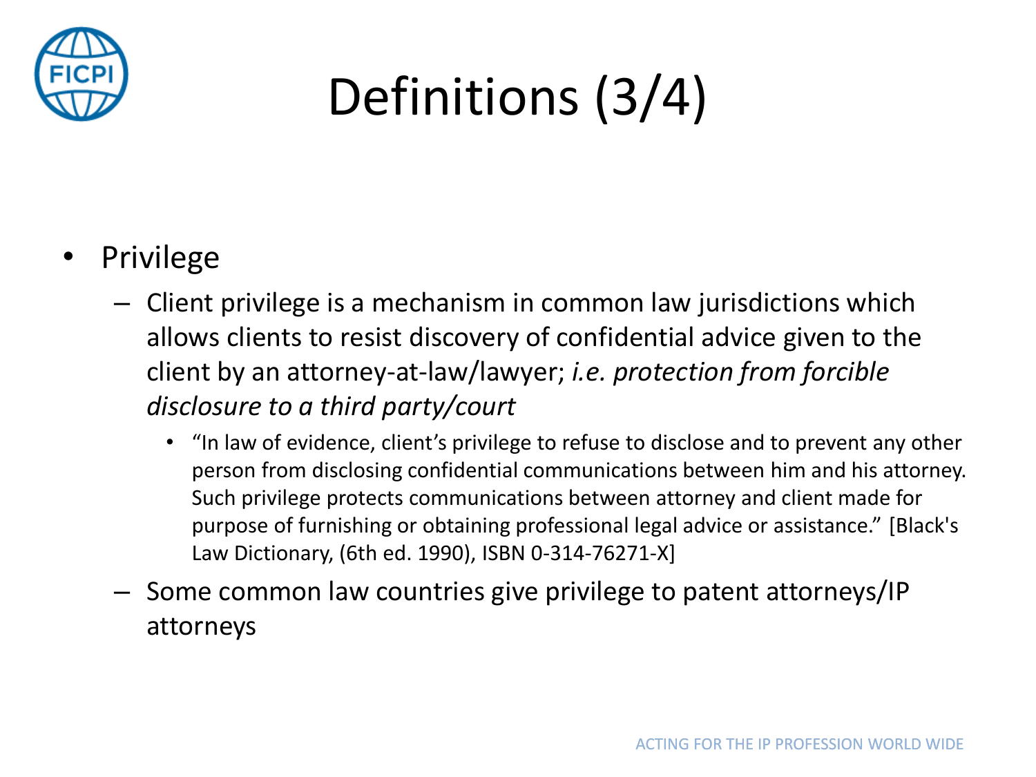# Definitions (3/4)

- Privilege
  - Client privilege is a mechanism in common law jurisdictions which allows clients to resist discovery of confidential advice given to the client by an attorney-at-law/lawyer; *i.e. protection from forcible disclosure to a third party/court*
    - "In law of evidence, client's privilege to refuse to disclose and to prevent any other person from disclosing confidential communications between him and his attorney. Such privilege protects communications between attorney and client made for purpose of furnishing or obtaining professional legal advice or assistance." [Black's Law Dictionary, (6th ed. 1990), ISBN 0-314-76271-X]
  - Some common law countries give privilege to patent attorneys/IP attorneys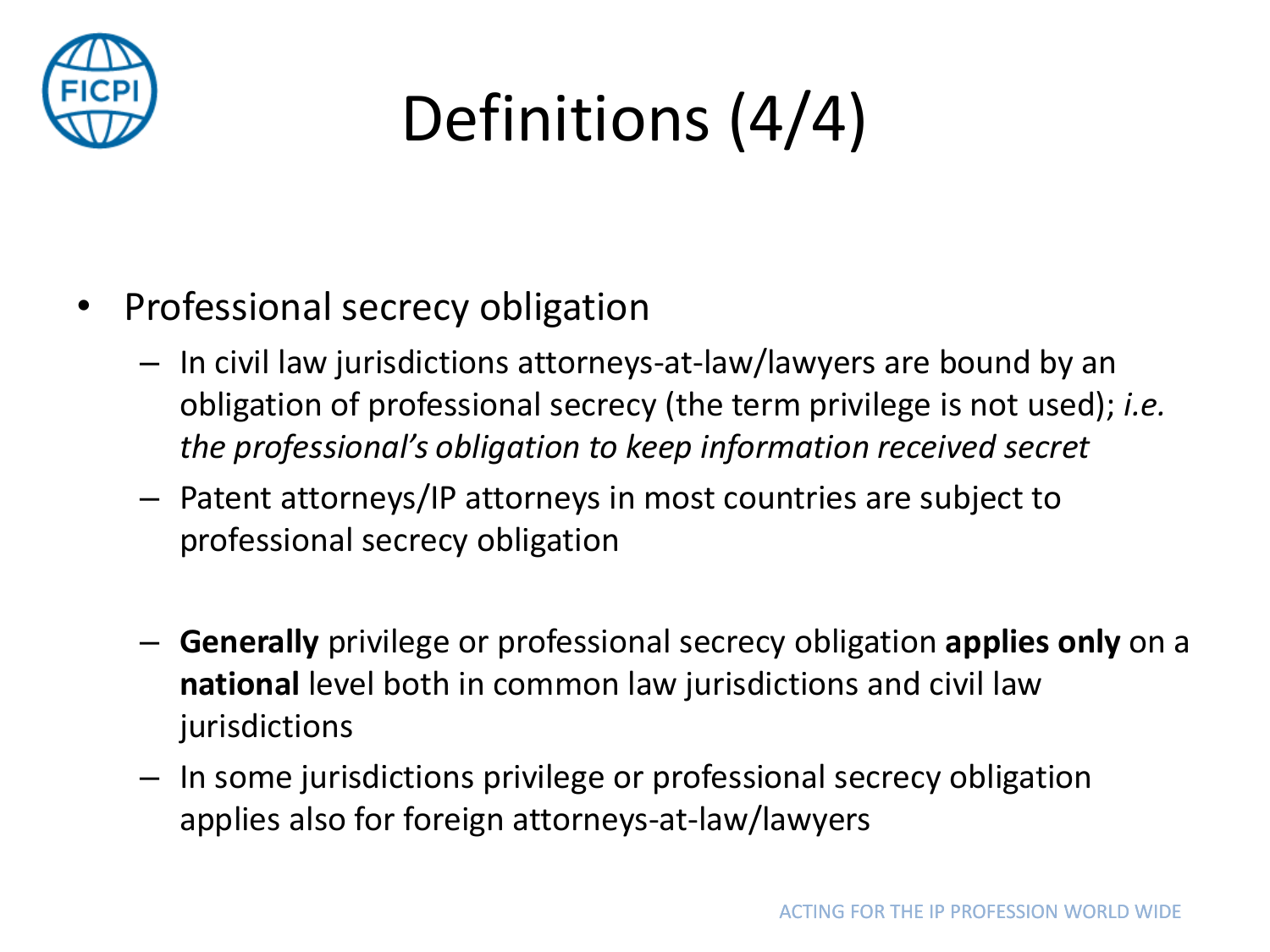# Definitions (4/4)

- Professional secrecy obligation
  - In civil law jurisdictions attorneys-at-law/lawyers are bound by an obligation of professional secrecy (the term privilege is not used); *i.e. the professional's obligation to keep information received secret*
  - Patent attorneys/IP attorneys in most countries are subject to professional secrecy obligation
  - **Generally** privilege or professional secrecy obligation **applies only** on a **national** level both in common law jurisdictions and civil law jurisdictions
  - In some jurisdictions privilege or professional secrecy obligation applies also for foreign attorneys-at-law/lawyers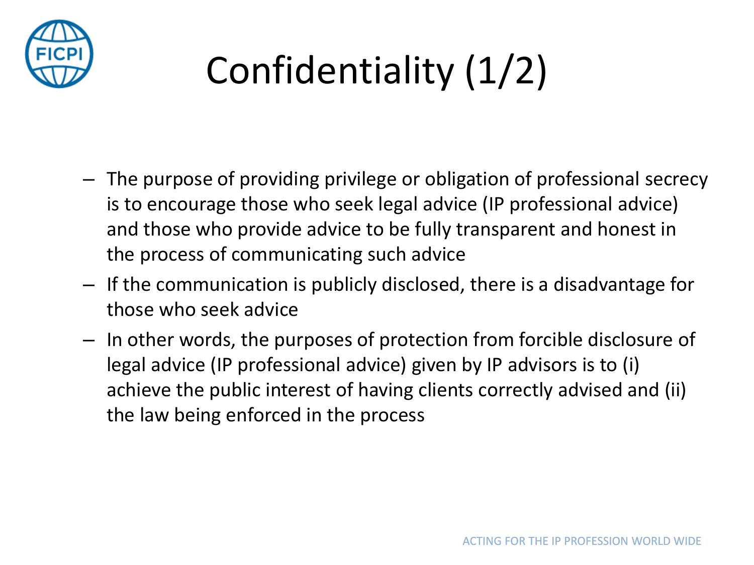# Confidentiality (1/2)

- The purpose of providing privilege or obligation of professional secrecy is to encourage those who seek legal advice (IP professional advice) and those who provide advice to be fully transparent and honest in the process of communicating such advice
- If the communication is publicly disclosed, there is a disadvantage for those who seek advice
- In other words, the purposes of protection from forcible disclosure of legal advice (IP professional advice) given by IP advisors is to (i) achieve the public interest of having clients correctly advised and (ii) the law being enforced in the process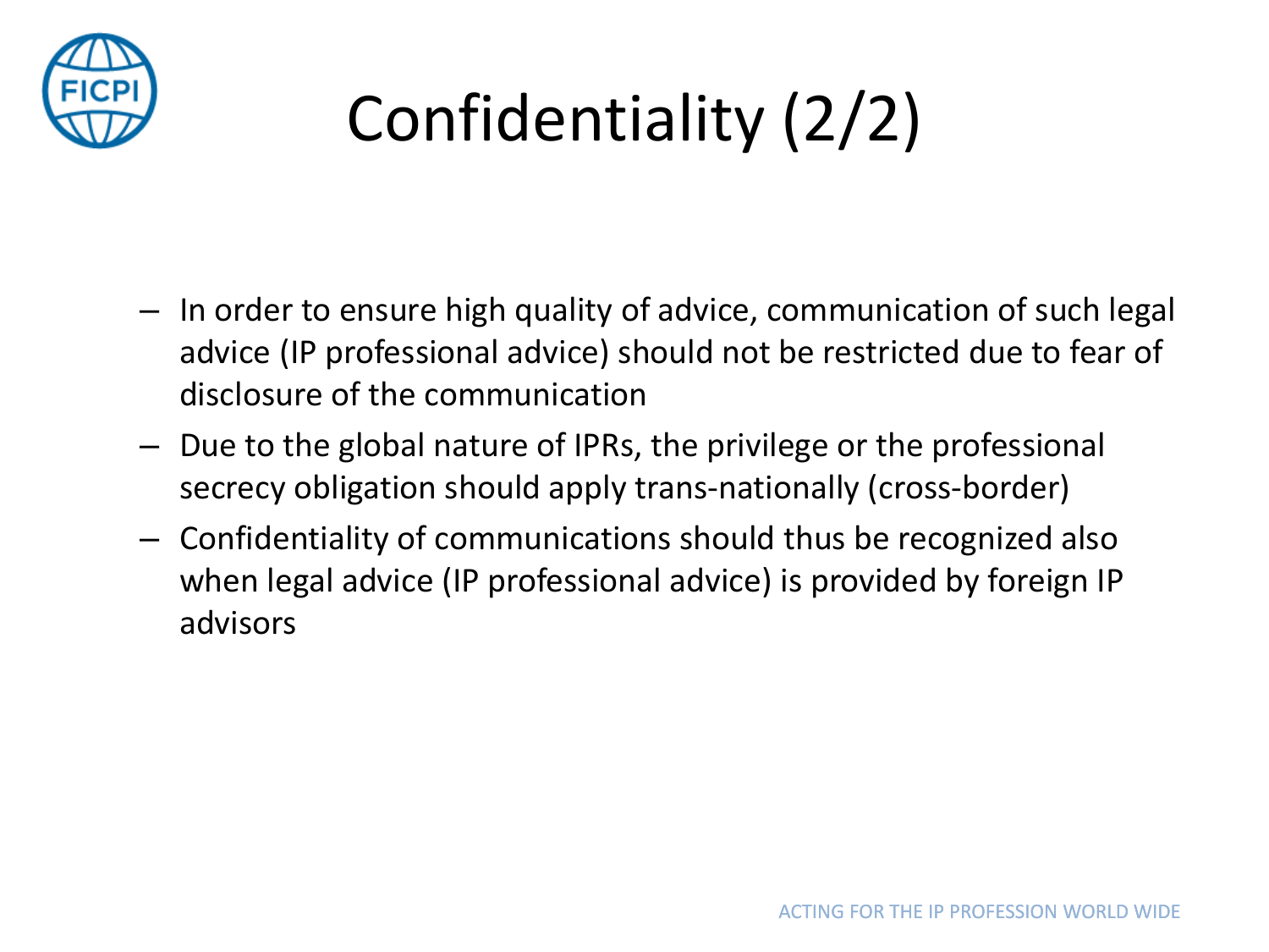# Confidentiality (2/2)

- In order to ensure high quality of advice, communication of such legal advice (IP professional advice) should not be restricted due to fear of disclosure of the communication
- Due to the global nature of IPRs, the privilege or the professional secrecy obligation should apply trans-nationally (cross-border)
- Confidentiality of communications should thus be recognized also when legal advice (IP professional advice) is provided by foreign IP advisors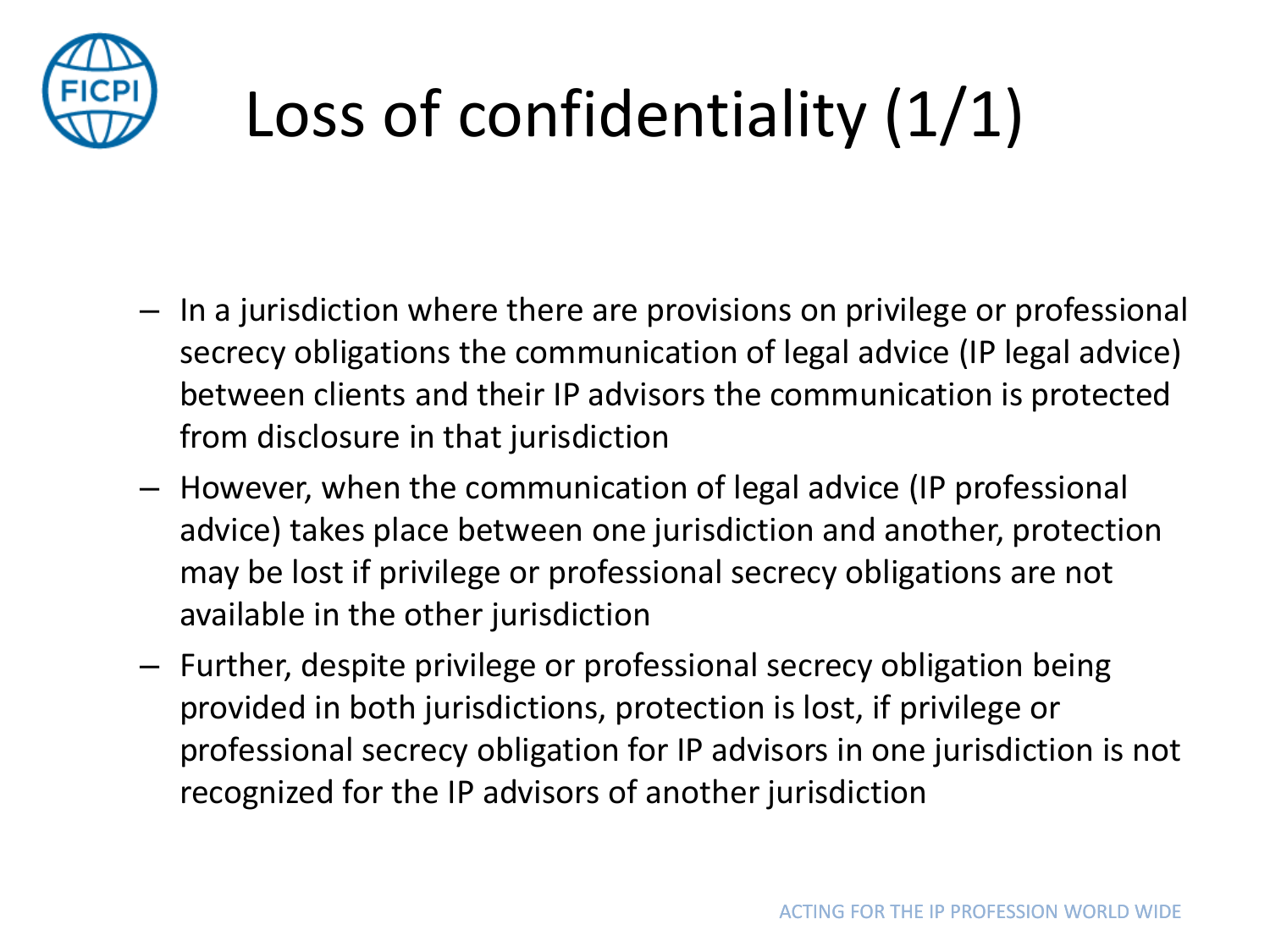# Loss of confidentiality (1/1)

- In a jurisdiction where there are provisions on privilege or professional secrecy obligations the communication of legal advice (IP legal advice) between clients and their IP advisors the communication is protected from disclosure in that jurisdiction
- However, when the communication of legal advice (IP professional advice) takes place between one jurisdiction and another, protection may be lost if privilege or professional secrecy obligations are not available in the other jurisdiction
- Further, despite privilege or professional secrecy obligation being provided in both jurisdictions, protection is lost, if privilege or professional secrecy obligation for IP advisors in one jurisdiction is not recognized for the IP advisors of another jurisdiction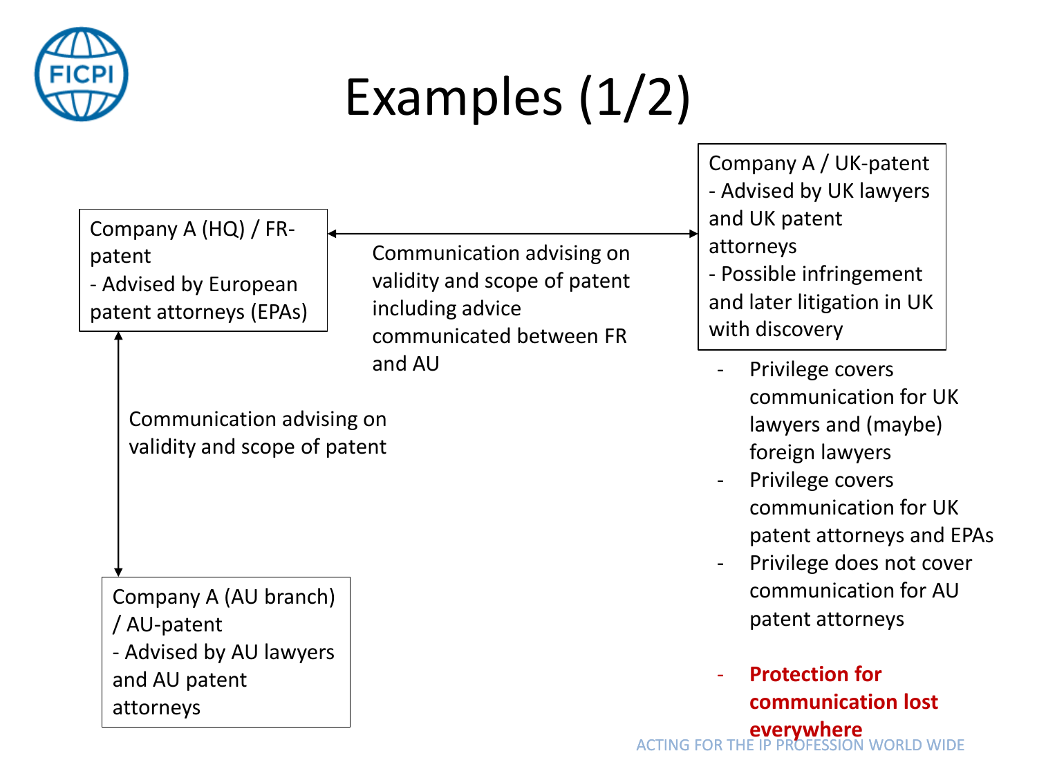# Examples (1/2)

**Company A (HQ) / FR-patent**
- Advised by European patent attorneys (EPAs)

**Company A / UK-patent**
- Advised by UK lawyers and UK patent attorneys
- Possible infringement and later litigation in UK with discovery

**Company A (AU branch) / AU-patent**
- Advised by AU lawyers and AU patent attorneys

Company A (HQ) / FR-patent ↔ Company A / UK-patent: Communication advising on validity and scope of patent including advice communicated between FR and AU

Company A (HQ) / FR-patent ↔ Company A (AU branch) / AU-patent: Communication advising on validity and scope of patent

- Privilege covers communication for UK lawyers and (maybe) foreign lawyers
- Privilege covers communication for UK patent attorneys and EPAs
- Privilege does not cover communication for AU patent attorneys

- **Protection for communication lost everywhere**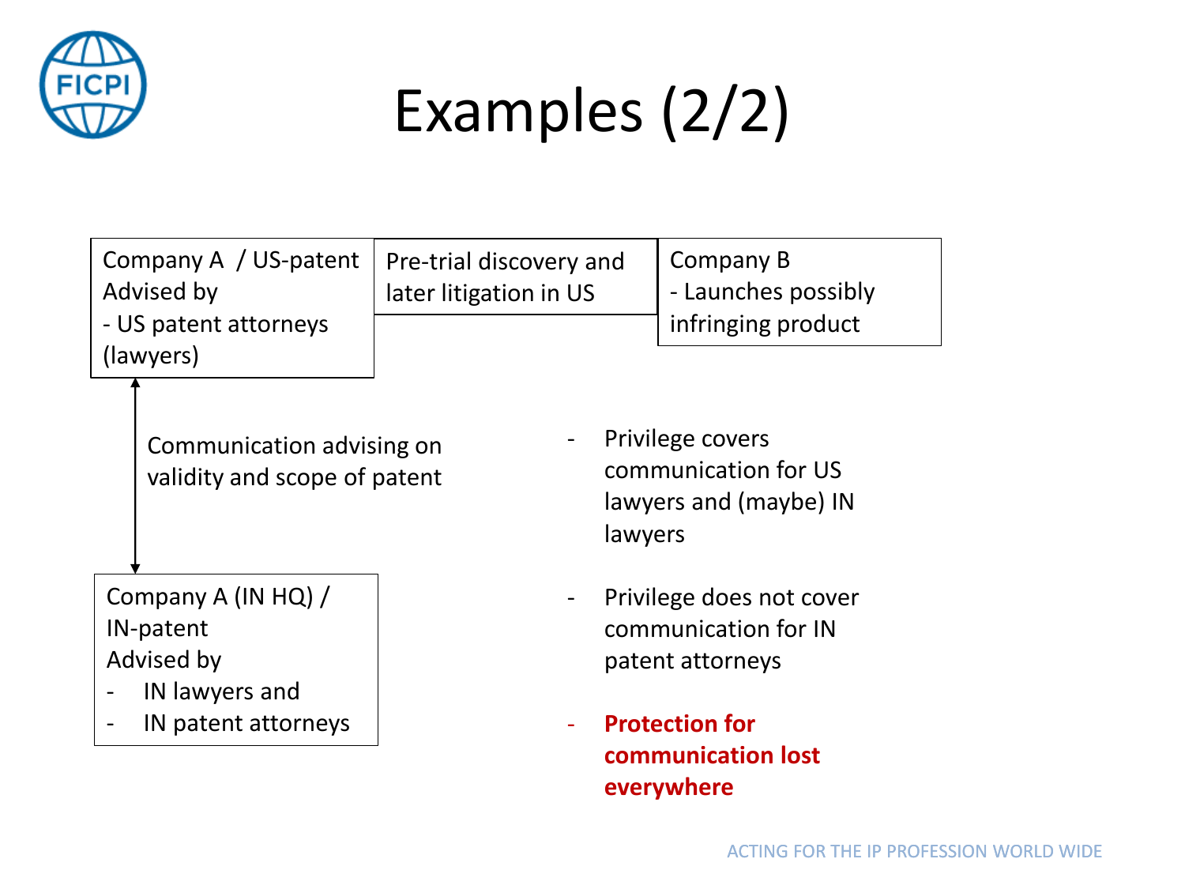# Examples (2/2)

Company A / US-patent
Advised by
- US patent attorneys (lawyers)

Pre-trial discovery and later litigation in US

Company B
- Launches possibly infringing product

↕ Communication advising on validity and scope of patent

Company A (IN HQ) / IN-patent
Advised by
- IN lawyers and
- IN patent attorneys

- Privilege covers communication for US lawyers and (maybe) IN lawyers
- Privilege does not cover communication for IN patent attorneys
- **Protection for communication lost everywhere**

ACTING FOR THE IP PROFESSION WORLD WIDE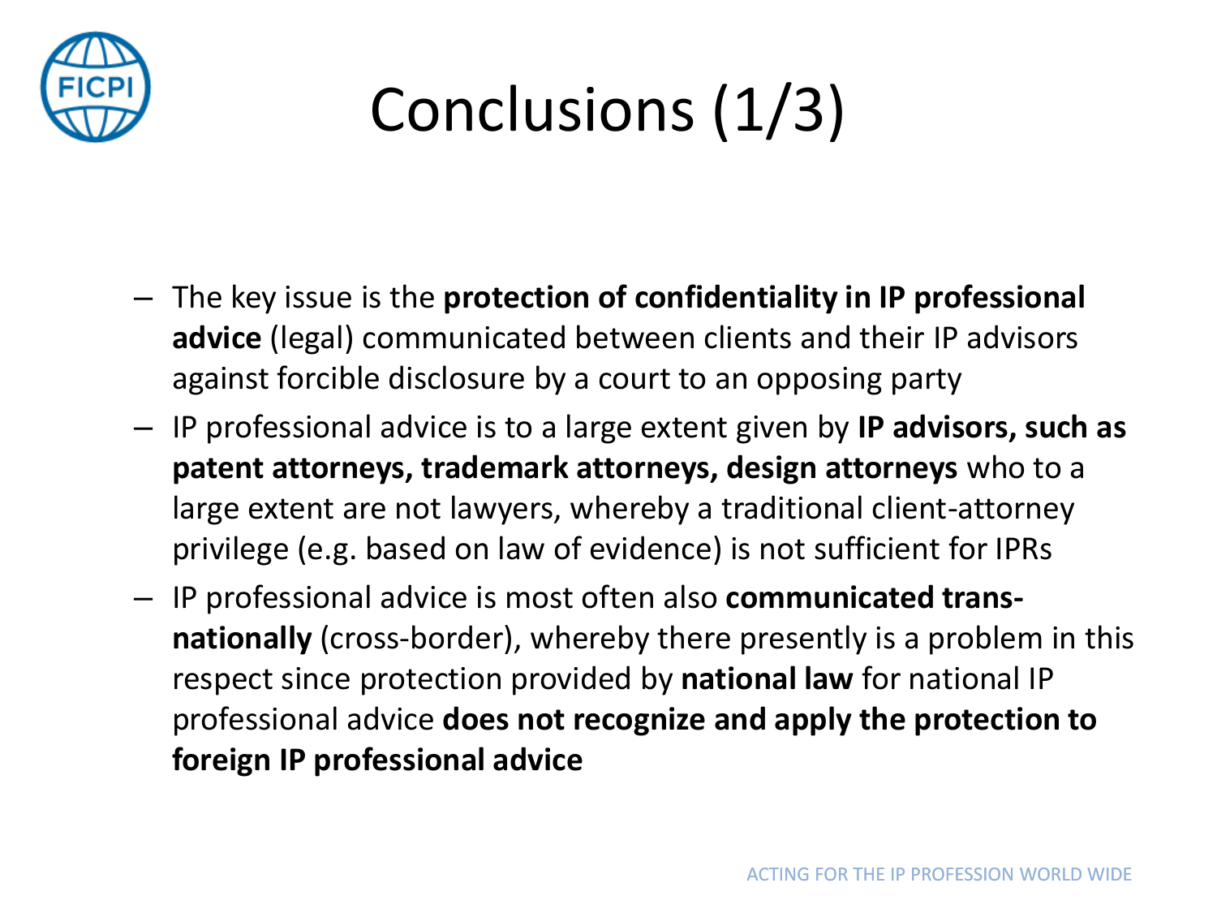# Conclusions (1/3)

- The key issue is the **protection of confidentiality in IP professional advice** (legal) communicated between clients and their IP advisors against forcible disclosure by a court to an opposing party
- IP professional advice is to a large extent given by **IP advisors, such as patent attorneys, trademark attorneys, design attorneys** who to a large extent are not lawyers, whereby a traditional client-attorney privilege (e.g. based on law of evidence) is not sufficient for IPRs
- IP professional advice is most often also **communicated trans-nationally** (cross-border), whereby there presently is a problem in this respect since protection provided by **national law** for national IP professional advice **does not recognize and apply the protection to foreign IP professional advice**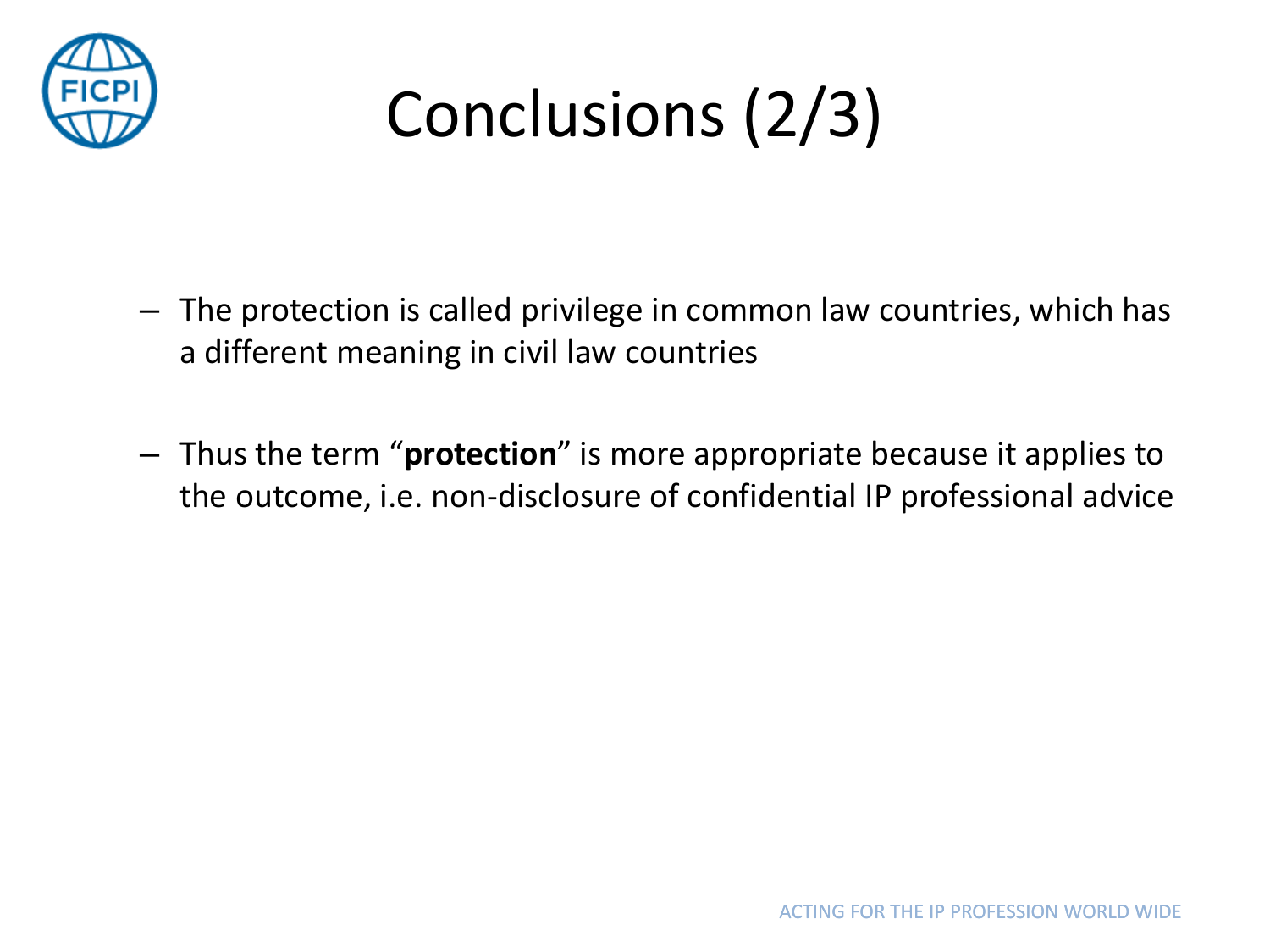# Conclusions (2/3)

- The protection is called privilege in common law countries, which has a different meaning in civil law countries
- Thus the term “**protection**” is more appropriate because it applies to the outcome, i.e. non-disclosure of confidential IP professional advice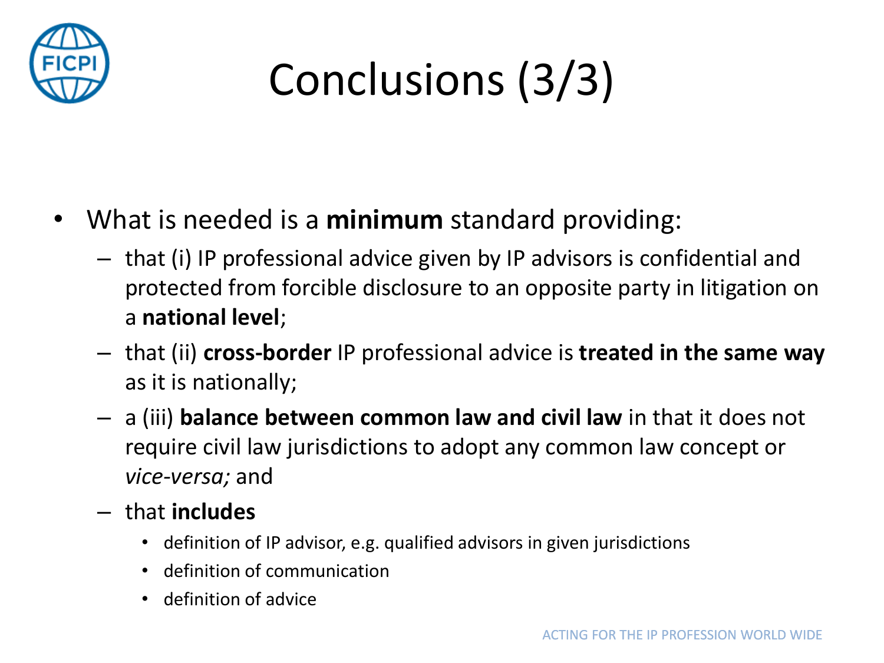# Conclusions (3/3)

- What is needed is a **minimum** standard providing:
  - that (i) IP professional advice given by IP advisors is confidential and protected from forcible disclosure to an opposite party in litigation on a **national level**;
  - that (ii) **cross-border** IP professional advice is **treated in the same way** as it is nationally;
  - a (iii) **balance between common law and civil law** in that it does not require civil law jurisdictions to adopt any common law concept or *vice-versa;* and
  - that **includes**
    - definition of IP advisor, e.g. qualified advisors in given jurisdictions
    - definition of communication
    - definition of advice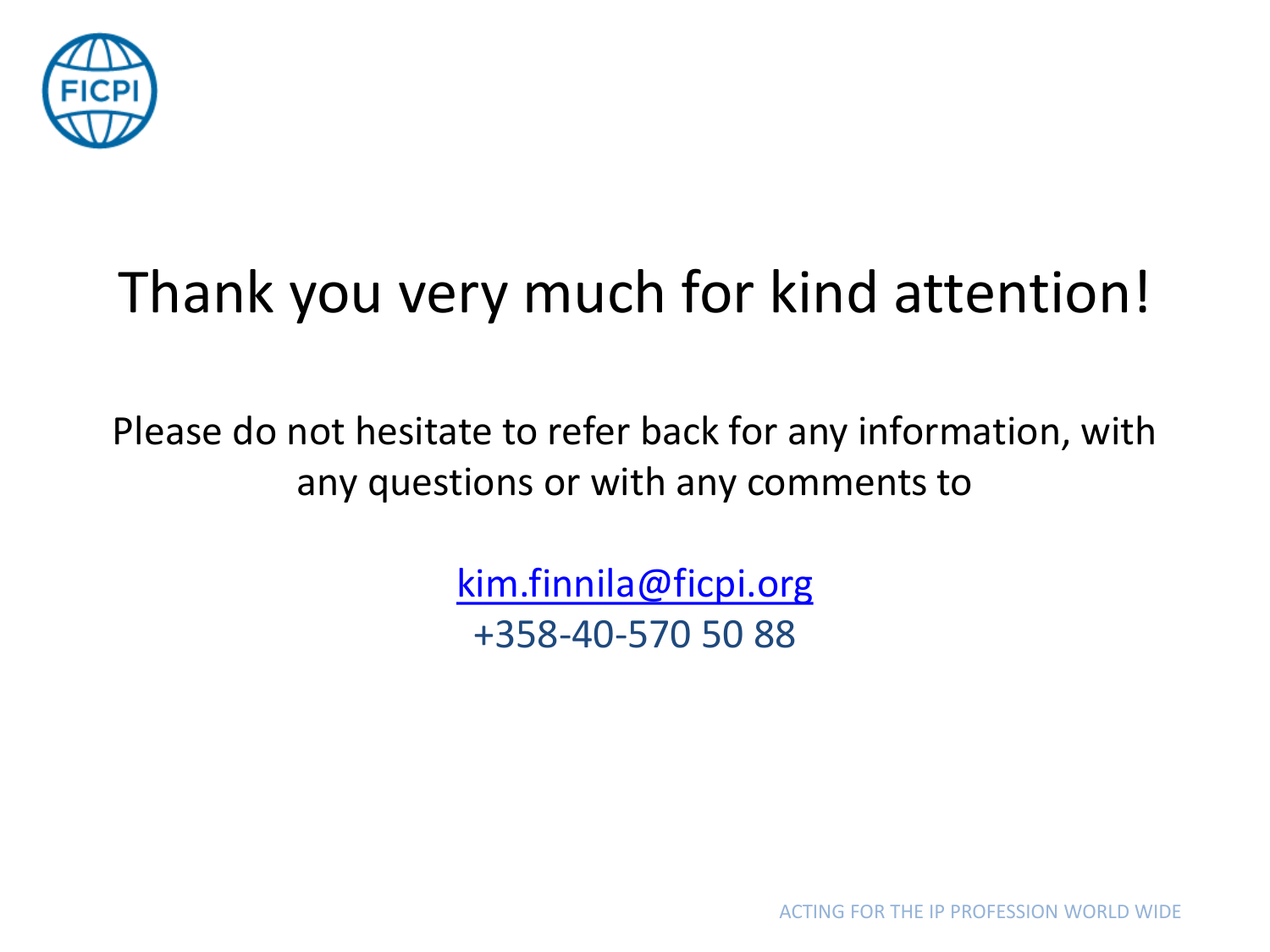# Thank you very much for kind attention!

Please do not hesitate to refer back for any information, with any questions or with any comments to

kim.finnila@ficpi.org
+358-40-570 50 88